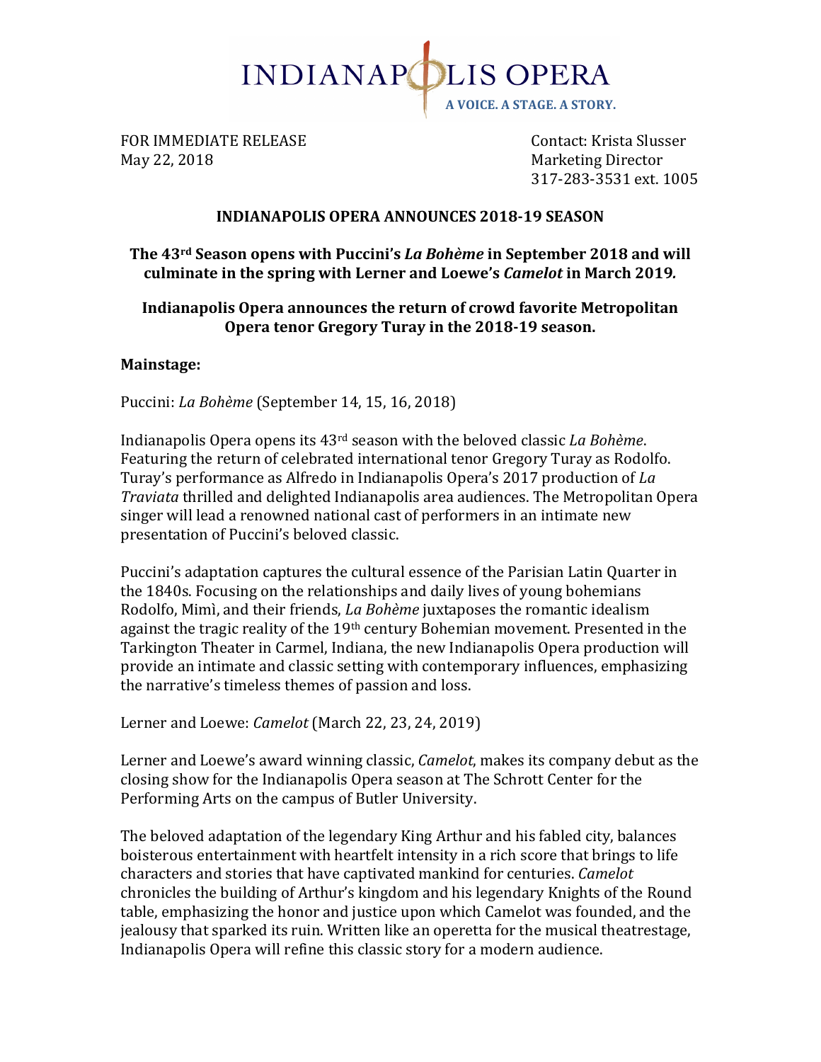INDIANAPOLIS OPERA
A VOICE. A STAGE. A STORY.

FOR IMMEDIATE RELEASE
May 22, 2018

Contact: Krista Slusser
Marketing Director
317-283-3531 ext. 1005

## INDIANAPOLIS OPERA ANNOUNCES 2018-19 SEASON

**The 43rd Season opens with Puccini's *La Bohème* in September 2018 and will culminate in the spring with Lerner and Loewe's *Camelot* in March 2019.**

**Indianapolis Opera announces the return of crowd favorite Metropolitan Opera tenor Gregory Turay in the 2018-19 season.**

### Mainstage:

Puccini: *La Bohème* (September 14, 15, 16, 2018)

Indianapolis Opera opens its 43rd season with the beloved classic *La Bohème*. Featuring the return of celebrated international tenor Gregory Turay as Rodolfo. Turay's performance as Alfredo in Indianapolis Opera's 2017 production of *La Traviata* thrilled and delighted Indianapolis area audiences. The Metropolitan Opera singer will lead a renowned national cast of performers in an intimate new presentation of Puccini's beloved classic.

Puccini's adaptation captures the cultural essence of the Parisian Latin Quarter in the 1840s. Focusing on the relationships and daily lives of young bohemians Rodolfo, Mimì, and their friends, *La Bohème* juxtaposes the romantic idealism against the tragic reality of the 19th century Bohemian movement. Presented in the Tarkington Theater in Carmel, Indiana, the new Indianapolis Opera production will provide an intimate and classic setting with contemporary influences, emphasizing the narrative's timeless themes of passion and loss.

Lerner and Loewe: *Camelot* (March 22, 23, 24, 2019)

Lerner and Loewe's award winning classic, *Camelot*, makes its company debut as the closing show for the Indianapolis Opera season at The Schrott Center for the Performing Arts on the campus of Butler University.

The beloved adaptation of the legendary King Arthur and his fabled city, balances boisterous entertainment with heartfelt intensity in a rich score that brings to life characters and stories that have captivated mankind for centuries. *Camelot* chronicles the building of Arthur's kingdom and his legendary Knights of the Round table, emphasizing the honor and justice upon which Camelot was founded, and the jealousy that sparked its ruin. Written like an operetta for the musical theatrestage, Indianapolis Opera will refine this classic story for a modern audience.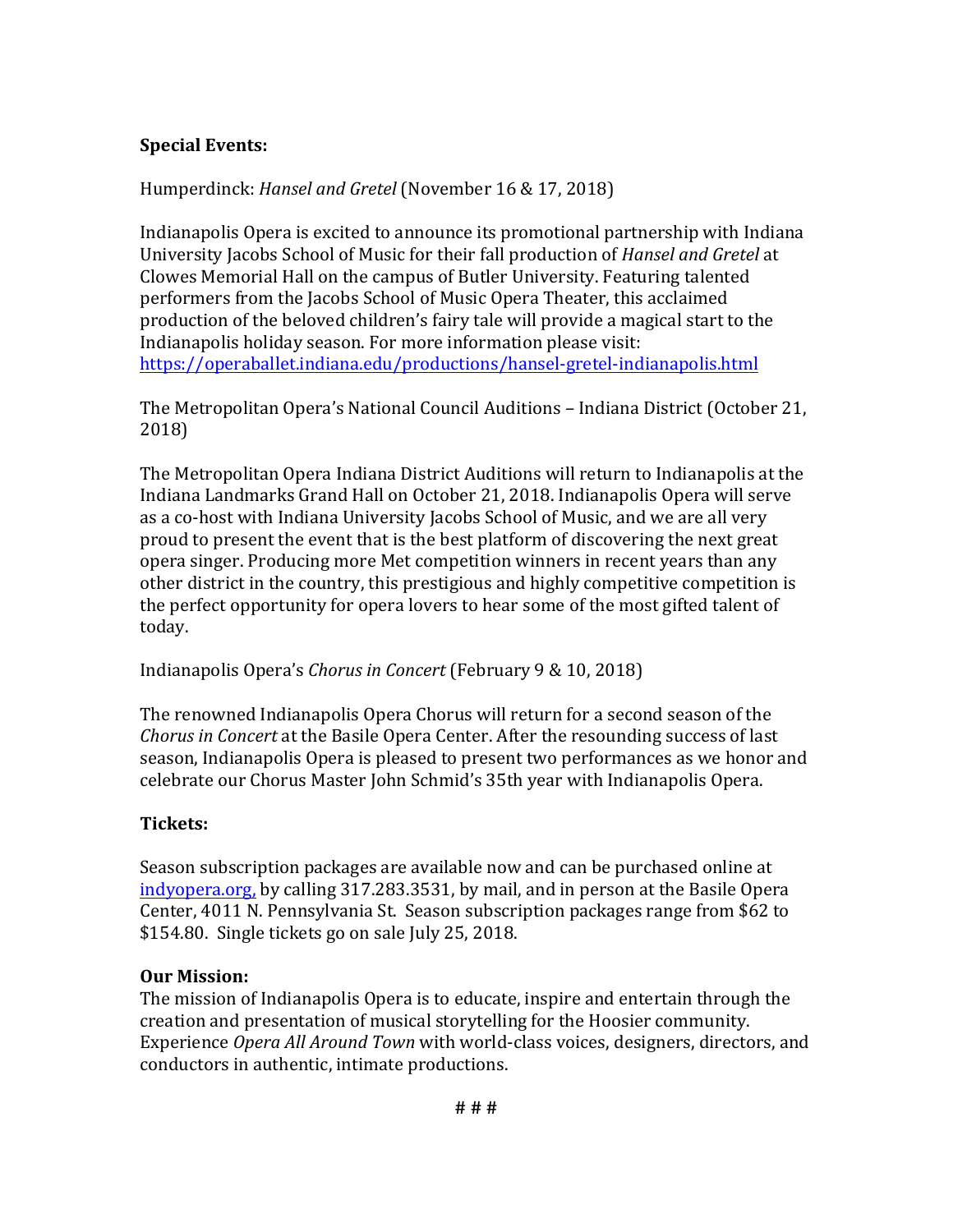**Special Events:**

Humperdinck: *Hansel and Gretel* (November 16 & 17, 2018)

Indianapolis Opera is excited to announce its promotional partnership with Indiana University Jacobs School of Music for their fall production of *Hansel and Gretel* at Clowes Memorial Hall on the campus of Butler University. Featuring talented performers from the Jacobs School of Music Opera Theater, this acclaimed production of the beloved children's fairy tale will provide a magical start to the Indianapolis holiday season. For more information please visit: [https://operaballet.indiana.edu/productions/hansel-gretel-indianapolis.html](https://operaballet.indiana.edu/productions/hansel-gretel-indianapolis.html)

The Metropolitan Opera's National Council Auditions – Indiana District (October 21, 2018)

The Metropolitan Opera Indiana District Auditions will return to Indianapolis at the Indiana Landmarks Grand Hall on October 21, 2018. Indianapolis Opera will serve as a co-host with Indiana University Jacobs School of Music, and we are all very proud to present the event that is the best platform of discovering the next great opera singer. Producing more Met competition winners in recent years than any other district in the country, this prestigious and highly competitive competition is the perfect opportunity for opera lovers to hear some of the most gifted talent of today.

Indianapolis Opera's *Chorus in Concert* (February 9 & 10, 2018)

The renowned Indianapolis Opera Chorus will return for a second season of the *Chorus in Concert* at the Basile Opera Center. After the resounding success of last season, Indianapolis Opera is pleased to present two performances as we honor and celebrate our Chorus Master John Schmid's 35th year with Indianapolis Opera.

**Tickets:**

Season subscription packages are available now and can be purchased online at [indyopera.org,](indyopera.org) by calling 317.283.3531, by mail, and in person at the Basile Opera Center, 4011 N. Pennsylvania St. Season subscription packages range from $62 to $154.80. Single tickets go on sale July 25, 2018.

**Our Mission:**
The mission of Indianapolis Opera is to educate, inspire and entertain through the creation and presentation of musical storytelling for the Hoosier community. Experience *Opera All Around Town* with world-class voices, designers, directors, and conductors in authentic, intimate productions.

# # #